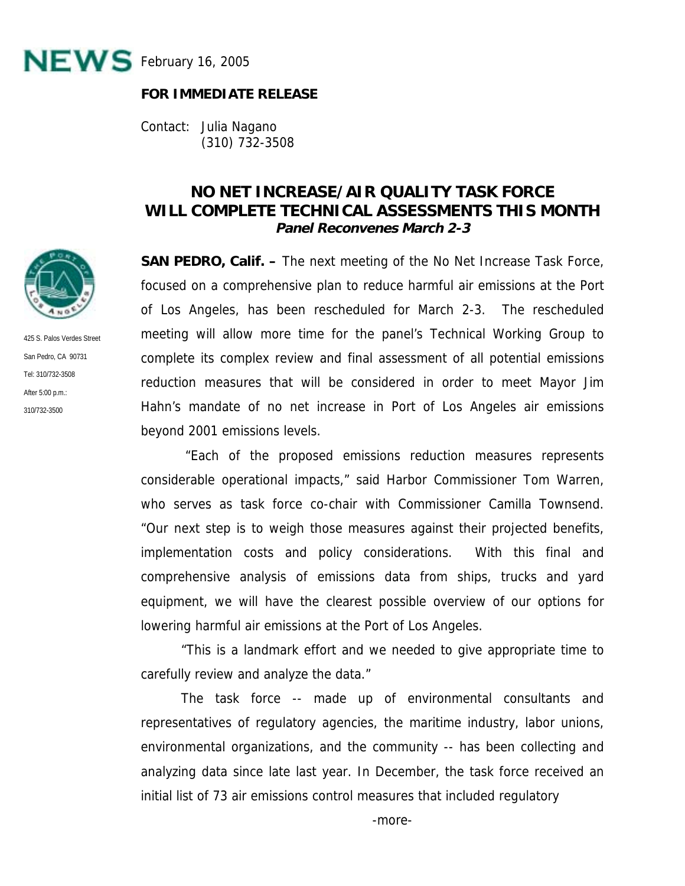**NEWS** February 16, 2005

**FOR IMMEDIATE RELEASE**

Contact: Julia Nagano
(310) 732-3508

425 S. Palos Verdes Street
San Pedro, CA 90731
Tel: 310/732-3508
After 5:00 p.m.:
310/732-3500

# NO NET INCREASE/AIR QUALITY TASK FORCE WILL COMPLETE TECHNICAL ASSESSMENTS THIS MONTH

***Panel Reconvenes March 2-3***

**SAN PEDRO, Calif. –** The next meeting of the No Net Increase Task Force, focused on a comprehensive plan to reduce harmful air emissions at the Port of Los Angeles, has been rescheduled for March 2-3. The rescheduled meeting will allow more time for the panel's Technical Working Group to complete its complex review and final assessment of all potential emissions reduction measures that will be considered in order to meet Mayor Jim Hahn's mandate of no net increase in Port of Los Angeles air emissions beyond 2001 emissions levels.

"Each of the proposed emissions reduction measures represents considerable operational impacts," said Harbor Commissioner Tom Warren, who serves as task force co-chair with Commissioner Camilla Townsend. "Our next step is to weigh those measures against their projected benefits, implementation costs and policy considerations. With this final and comprehensive analysis of emissions data from ships, trucks and yard equipment, we will have the clearest possible overview of our options for lowering harmful air emissions at the Port of Los Angeles.

"This is a landmark effort and we needed to give appropriate time to carefully review and analyze the data."

The task force -- made up of environmental consultants and representatives of regulatory agencies, the maritime industry, labor unions, environmental organizations, and the community -- has been collecting and analyzing data since late last year. In December, the task force received an initial list of 73 air emissions control measures that included regulatory

-more-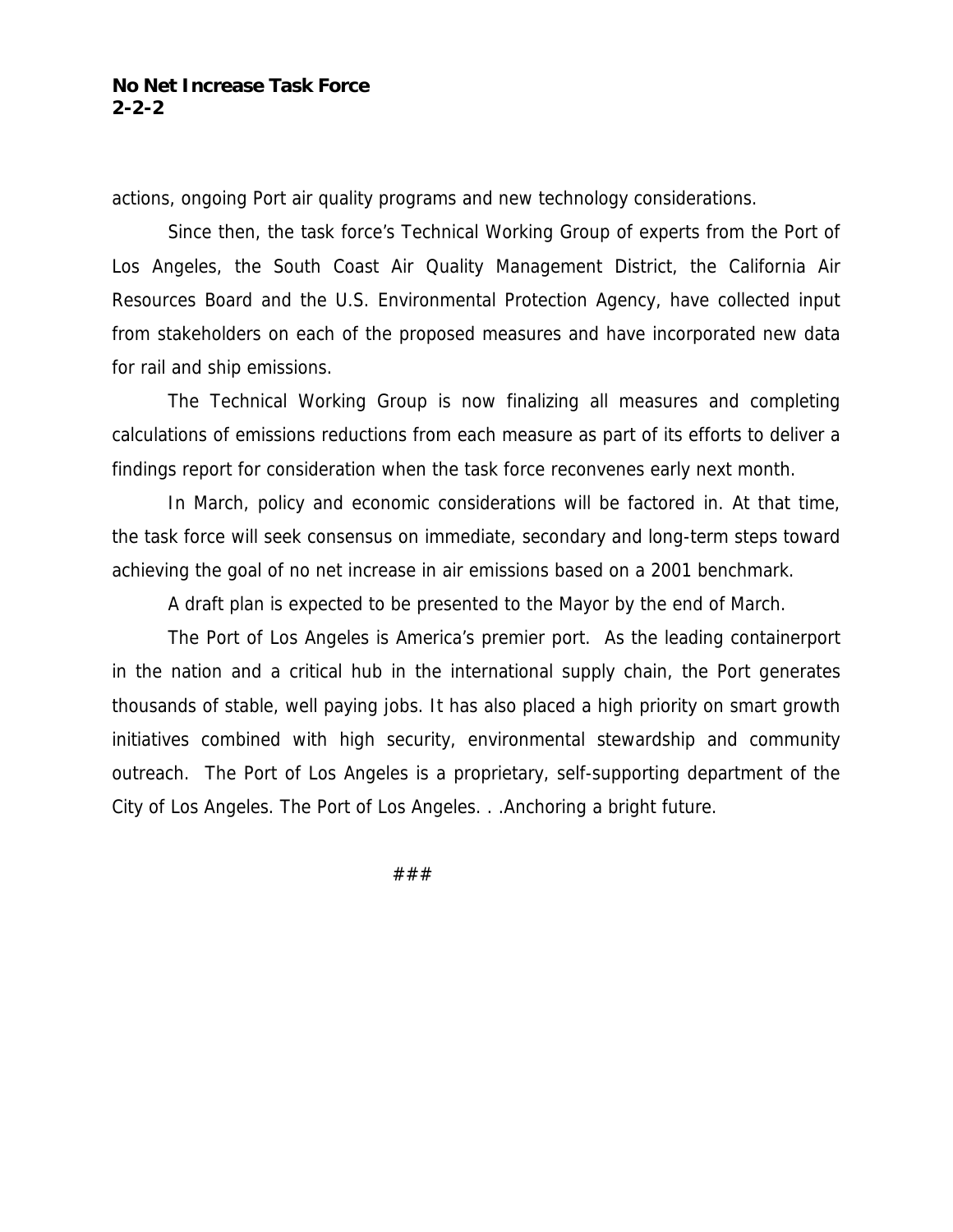actions, ongoing Port air quality programs and new technology considerations.

Since then, the task force's Technical Working Group of experts from the Port of Los Angeles, the South Coast Air Quality Management District, the California Air Resources Board and the U.S. Environmental Protection Agency, have collected input from stakeholders on each of the proposed measures and have incorporated new data for rail and ship emissions.

The Technical Working Group is now finalizing all measures and completing calculations of emissions reductions from each measure as part of its efforts to deliver a findings report for consideration when the task force reconvenes early next month.

In March, policy and economic considerations will be factored in. At that time, the task force will seek consensus on immediate, secondary and long-term steps toward achieving the goal of no net increase in air emissions based on a 2001 benchmark.

A draft plan is expected to be presented to the Mayor by the end of March.

The Port of Los Angeles is America's premier port. As the leading containerport in the nation and a critical hub in the international supply chain, the Port generates thousands of stable, well paying jobs. It has also placed a high priority on smart growth initiatives combined with high security, environmental stewardship and community outreach. The Port of Los Angeles is a proprietary, self-supporting department of the City of Los Angeles. The Port of Los Angeles. . .Anchoring a bright future.

###